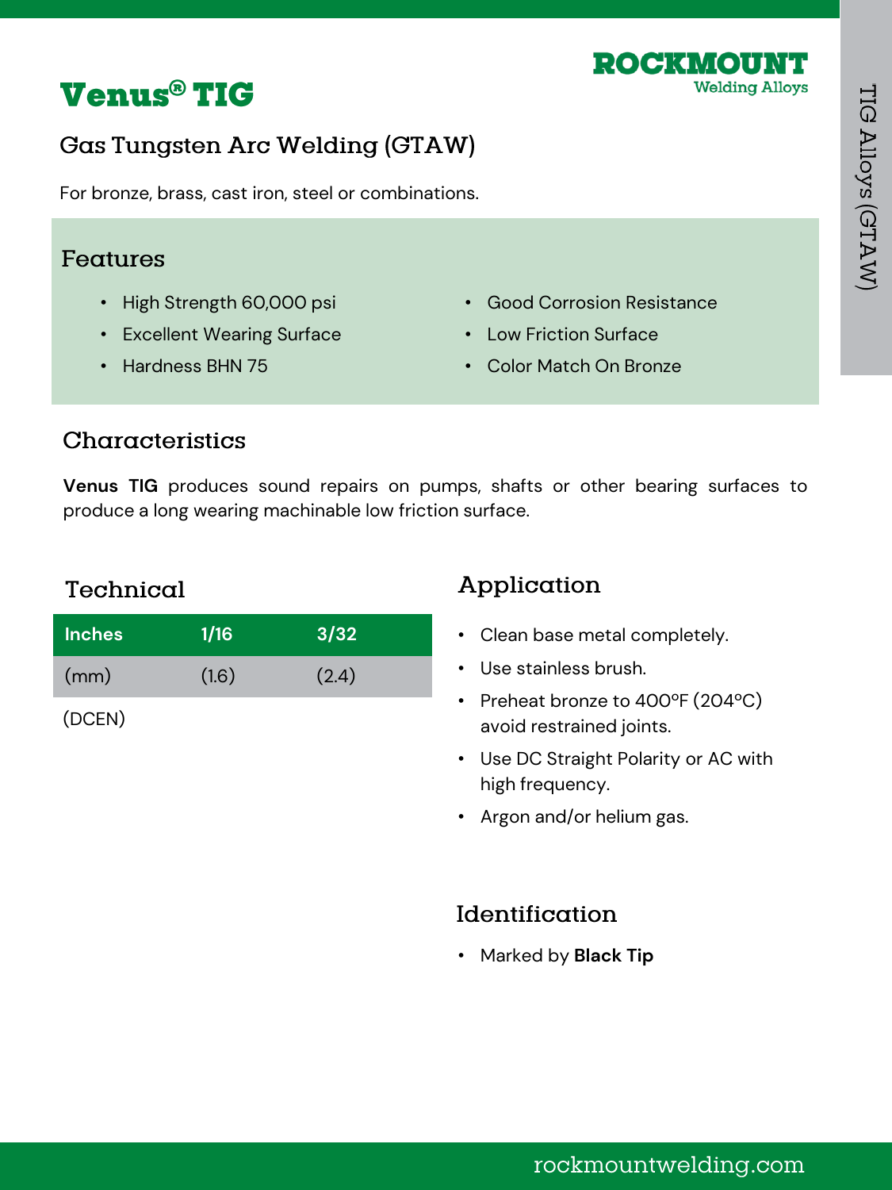# Venus® TIG

ROCKMOUNT
Welding Alloys

## Gas Tungsten Arc Welding (GTAW)

For bronze, brass, cast iron, steel or combinations.

## Features

- High Strength 60,000 psi
- Excellent Wearing Surface
- Hardness BHN 75
- Good Corrosion Resistance
- Low Friction Surface
- Color Match On Bronze

## Characteristics

**Venus TIG** produces sound repairs on pumps, shafts or other bearing surfaces to produce a long wearing machinable low friction surface.

## Technical

| Inches | 1/16 | 3/32 |
| --- | --- | --- |
| (mm) | (1.6) | (2.4) |

(DCEN)

## Application

- Clean base metal completely.
- Use stainless brush.
- Preheat bronze to 400ºF (204ºC) avoid restrained joints.
- Use DC Straight Polarity or AC with high frequency.
- Argon and/or helium gas.

## Identification

- Marked by **Black Tip**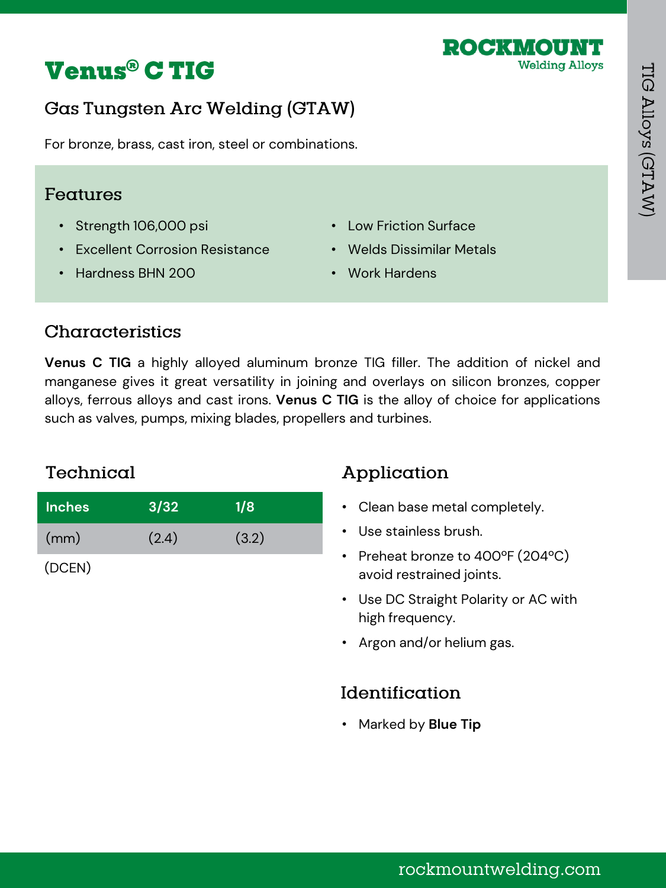# Venus® C TIG

ROCKMOUNT Welding Alloys

## Gas Tungsten Arc Welding (GTAW)

For bronze, brass, cast iron, steel or combinations.

## Features

- Strength 106,000 psi
- Excellent Corrosion Resistance
- Hardness BHN 200
- Low Friction Surface
- Welds Dissimilar Metals
- Work Hardens

## Characteristics

**Venus C TIG** a highly alloyed aluminum bronze TIG filler. The addition of nickel and manganese gives it great versatility in joining and overlays on silicon bronzes, copper alloys, ferrous alloys and cast irons. **Venus C TIG** is the alloy of choice for applications such as valves, pumps, mixing blades, propellers and turbines.

## Technical

| Inches | 3/32 | 1/8 |
| --- | --- | --- |
| (mm) | (2.4) | (3.2) |

(DCEN)

## Application

- Clean base metal completely.
- Use stainless brush.
- Preheat bronze to 400ºF (204ºC) avoid restrained joints.
- Use DC Straight Polarity or AC with high frequency.
- Argon and/or helium gas.

## Identification

- Marked by **Blue Tip**